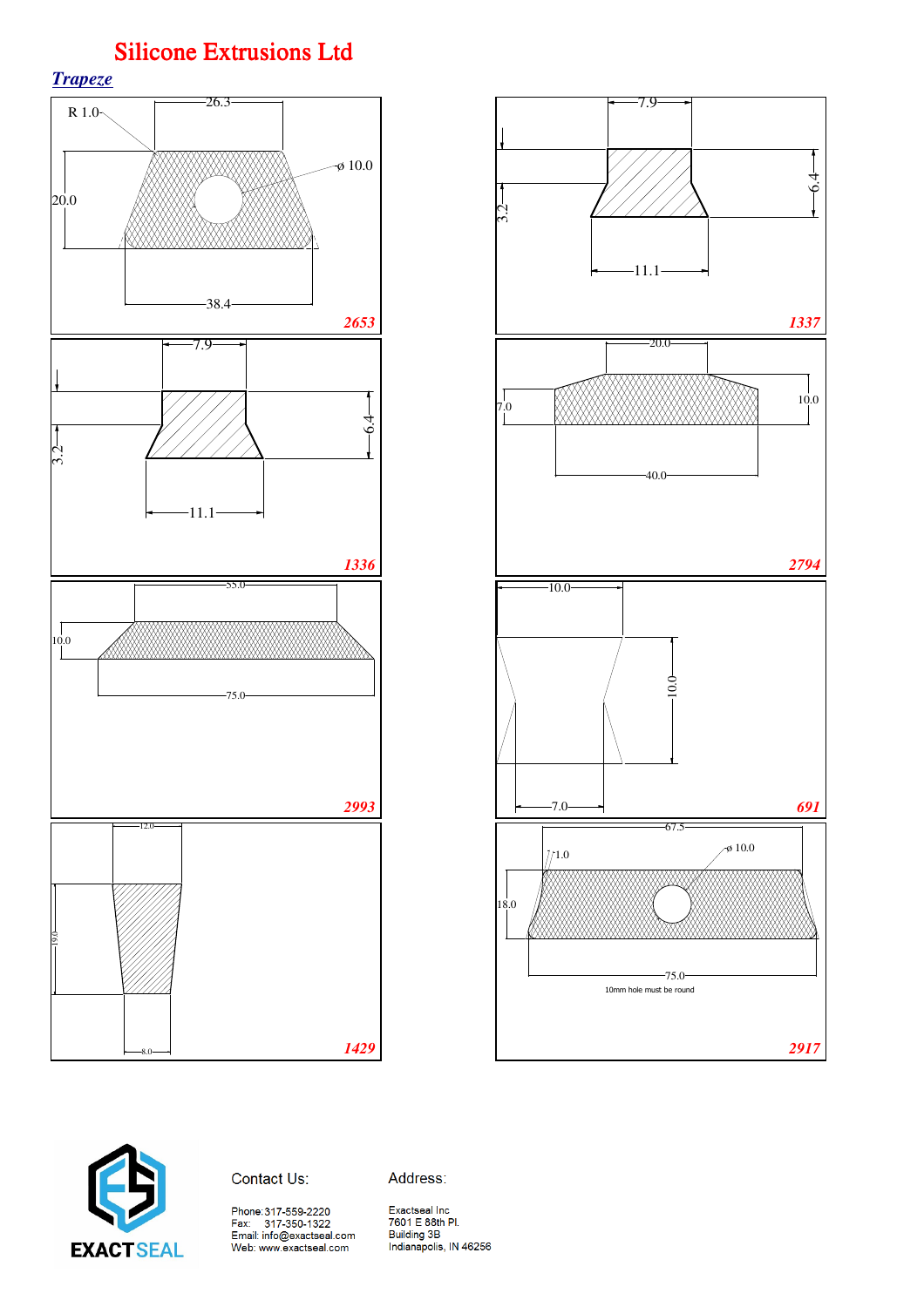# Silicone Extrusions Ltd

## *Trapeze*

R 1.0
26.3
ø 10.0
20.0
38.4
**2653**

7.9
3.2
6.4
11.1
**1337**

7.9
3.2
6.4
11.1
**1336**

20.0
7.0
10.0
40.0
**2794**

55.0
10.0
75.0
**2993**

10.0
10.0
7.0
**691**

12.0
19.0
8.0
**1429**

67.5
1.0
ø 10.0
18.0
75.0
10mm hole must be round
**2917**

EXACTSEAL

Contact Us:

Phone: 317-559-2220
Fax: 317-350-1322
Email: info@exactseal.com
Web: www.exactseal.com

Address:

Exactseal Inc
7601 E 88th Pl.
Building 3B
Indianapolis, IN 46256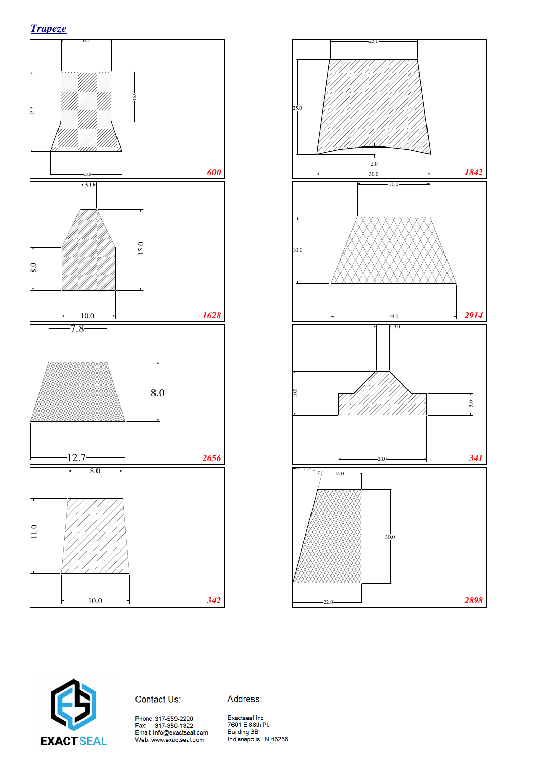## *Trapeze*

16.2
16.0
25.5
23.0
600

23.0
25.0
2.0
30.0
1842

3.0
15.0
8.0
10.0
1628

11.0
10.0
19.0
2914

7.8
8.0
12.7
2656

3.0
10.0
5.0
20.0
341

8.0
11.0
10.0
342

15°
14.0
30.0
22.0
2898

EXACTSEAL

Contact Us:

Phone: 317-559-2220
Fax: 317-350-1322
Email: info@exactseal.com
Web: www.exactseal.com

Address:

Exactseal Inc
7601 E 88th Pl.
Building 3B
Indianapolis, IN 46256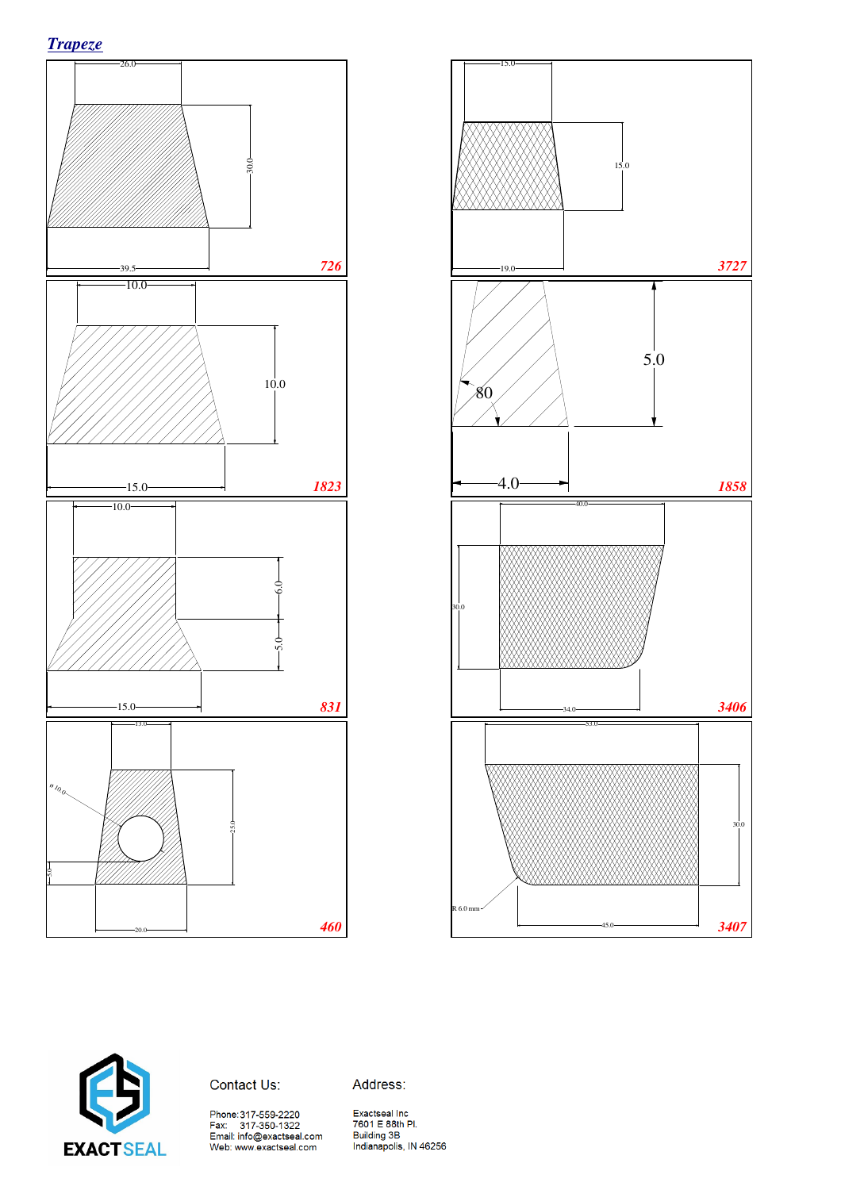## *Trapeze*

26.0
30.0
39.5
**726**

15.0
15.0
19.0
**3727**

10.0
10.0
15.0
**1823**

80
5.0
4.0
**1858**

10.0
6.0
5.0
15.0
**831**

40.0
30.0
34.0
**3406**

13.0
ø 10.0
25.0
5.0
20.0
**460**

53.0
30.0
R 6.0 mm
45.0
**3407**

EXACTSEAL

Contact Us:

Phone: 317-559-2220
Fax: 317-350-1322
Email: info@exactseal.com
Web: www.exactseal.com

Address:

Exactseal Inc
7601 E 88th Pl.
Building 3B
Indianapolis, IN 46256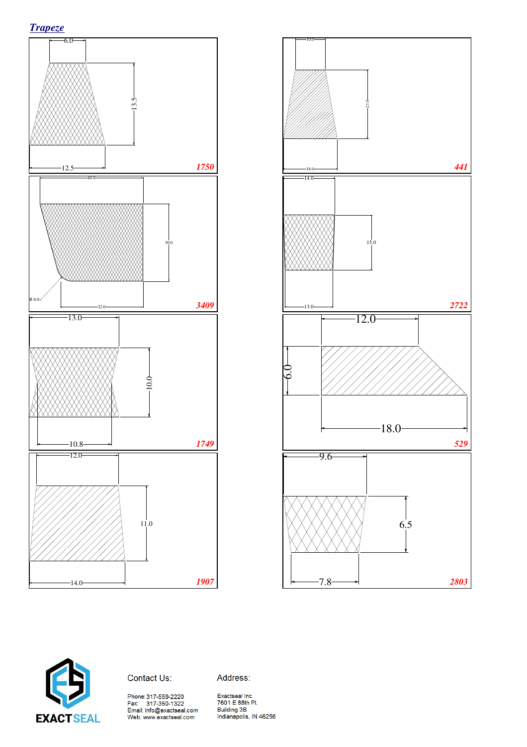## *Trapeze*

6.0
13.5
12.5
1750

10.0
23.0
18.0
441

40.0
30.0
R 6.0
32.0
3409

14.0
15.0
13.0
2722

13.0
10.0
10.8
1749

12.0
6.0
18.0
529

12.0
11.0
14.0
1907

9.6
6.5
7.8
2803

EXACTSEAL

Contact Us:

Phone: 317-559-2220
Fax: 317-350-1322
Email: info@exactseal.com
Web: www.exactseal.com

Address:

Exactseal Inc
7601 E 88th Pl.
Building 3B
Indianapolis, IN 46256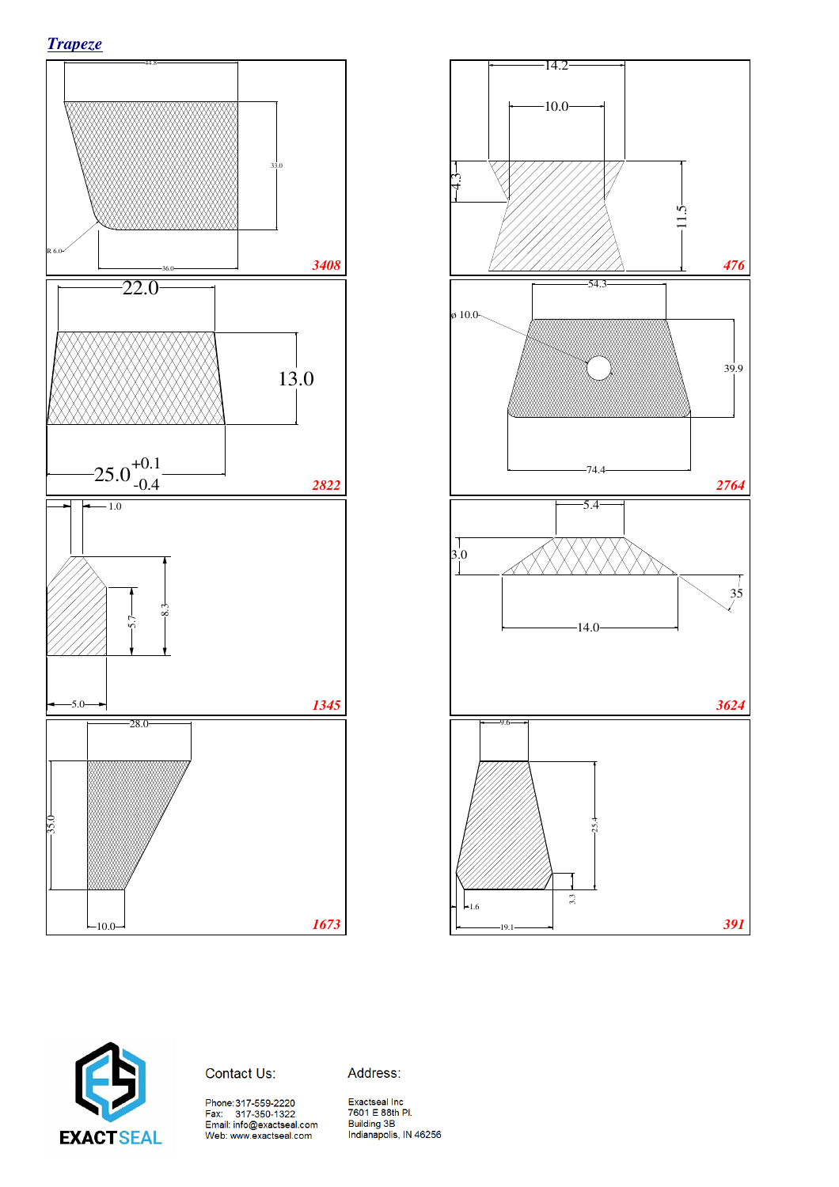## *Trapeze*

44.8
33.0
R 6.0
36.0
3408

14.2
10.0
4.3
11.5
476

22.0
13.0
25.0 +0.1 -0.4
2822

54.3
ø 10.0
39.9
74.4
2764

1.0
5.7
8.3
5.0
1345

5.4
3.0
35
14.0
3624

28.0
35.0
10.0
1673

9.6
25.4
3.3
1.6
19.1
391

EXACTSEAL

Contact Us:

Phone: 317-559-2220
Fax: 317-350-1322
Email: info@exactseal.com
Web: www.exactseal.com

Address:

Exactseal Inc
7601 E 88th Pl.
Building 3B
Indianapolis, IN 46256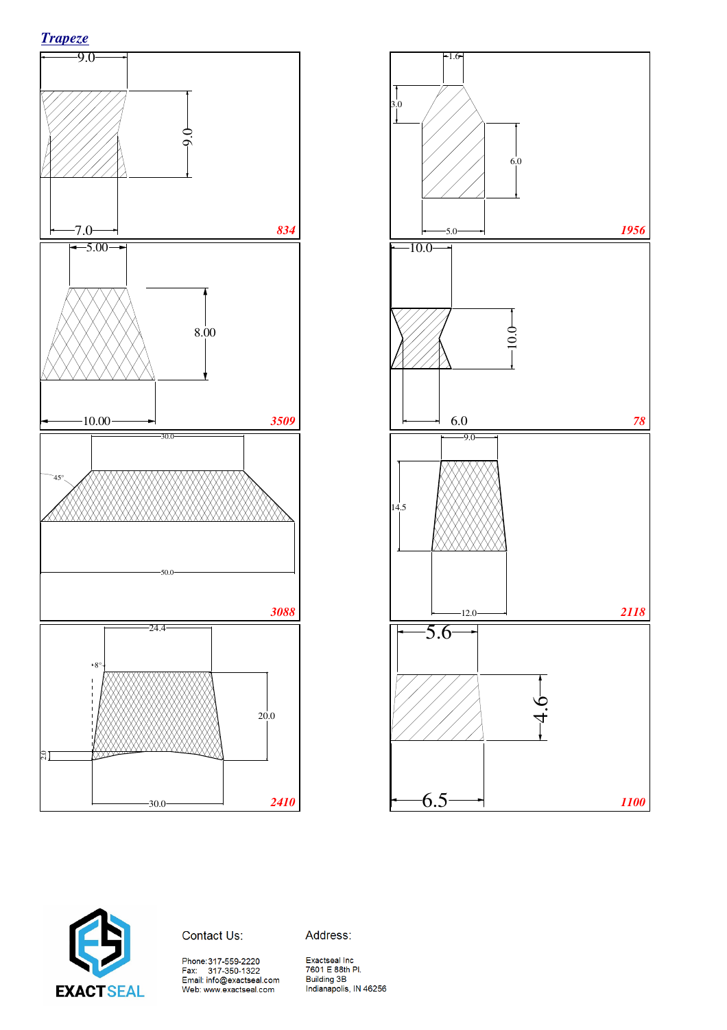## Trapeze

9.0
9.0
7.0
834

1.6
3.0
6.0
5.0
1956

5.00
8.00
10.00
3509

10.0
10.0
6.0
78

30.0
45°
50.0
3088

9.0
14.5
12.0
2118

24.4
8°
20.0
2.0
30.0
2410

5.6
4.6
6.5
1100

EXACTSEAL

Contact Us:

Phone: 317-559-2220
Fax: 317-350-1322
Email: info@exactseal.com
Web: www.exactseal.com

Address:

Exactseal Inc
7601 E 88th Pl.
Building 3B
Indianapolis, IN 46256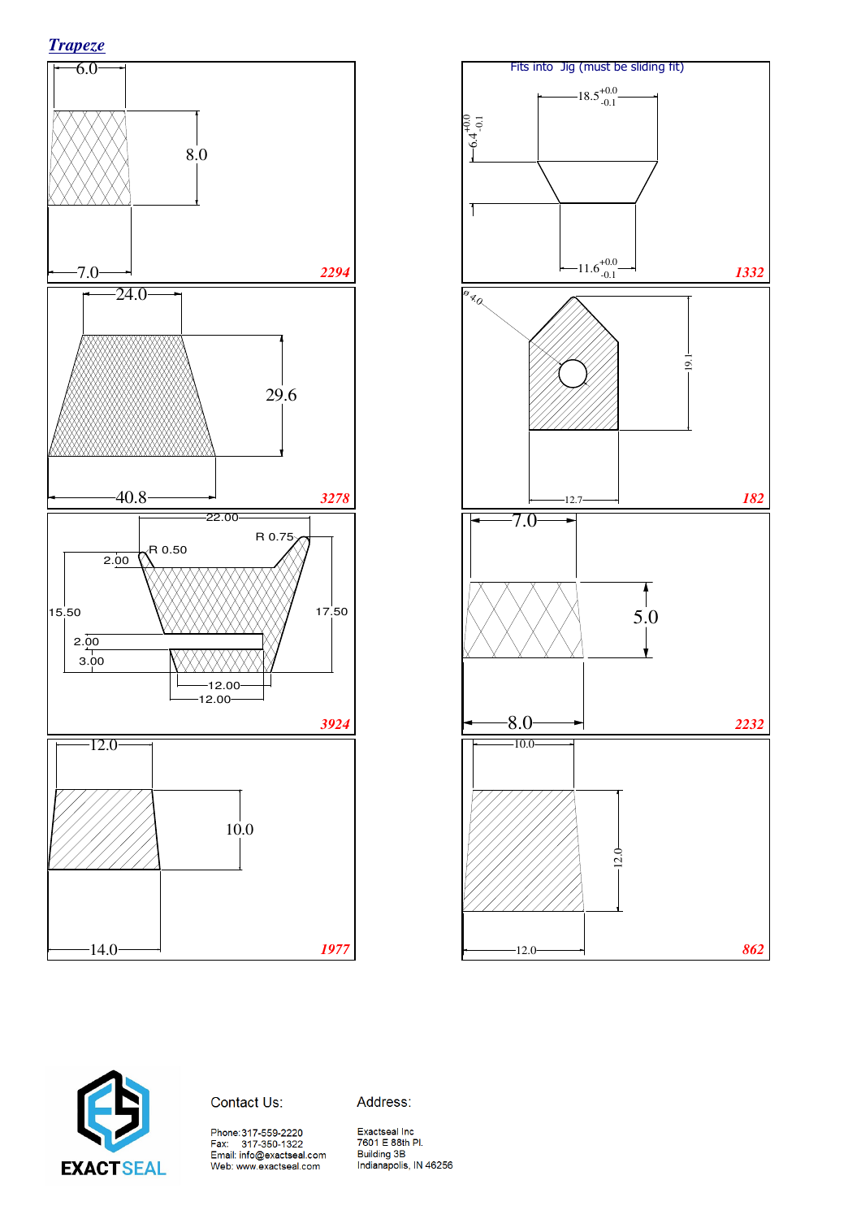## *Trapeze*

6.0
8.0
7.0
**2294**

Fits into Jig (must be sliding fit)
$18.5^{+0.0}_{-0.1}$
$6.4^{+0.0}_{-0.1}$
$11.6^{+0.0}_{-0.1}$
**1332**

24.0
29.6
40.8
**3278**

ø 4.0
19.1
12.7
**182**

22.00
R 0.75
R 0.50
2.00
15.50
17.50
2.00
3.00
12.00
12.00
**3924**

7.0
5.0
8.0
**2232**

12.0
10.0
14.0
**1977**

10.0
12.0
12.0
**862**

EXACTSEAL

Contact Us:

Phone: 317-559-2220
Fax: 317-350-1322
Email: info@exactseal.com
Web: www.exactseal.com

Address:

Exactseal Inc
7601 E 88th Pl.
Building 3B
Indianapolis, IN 46256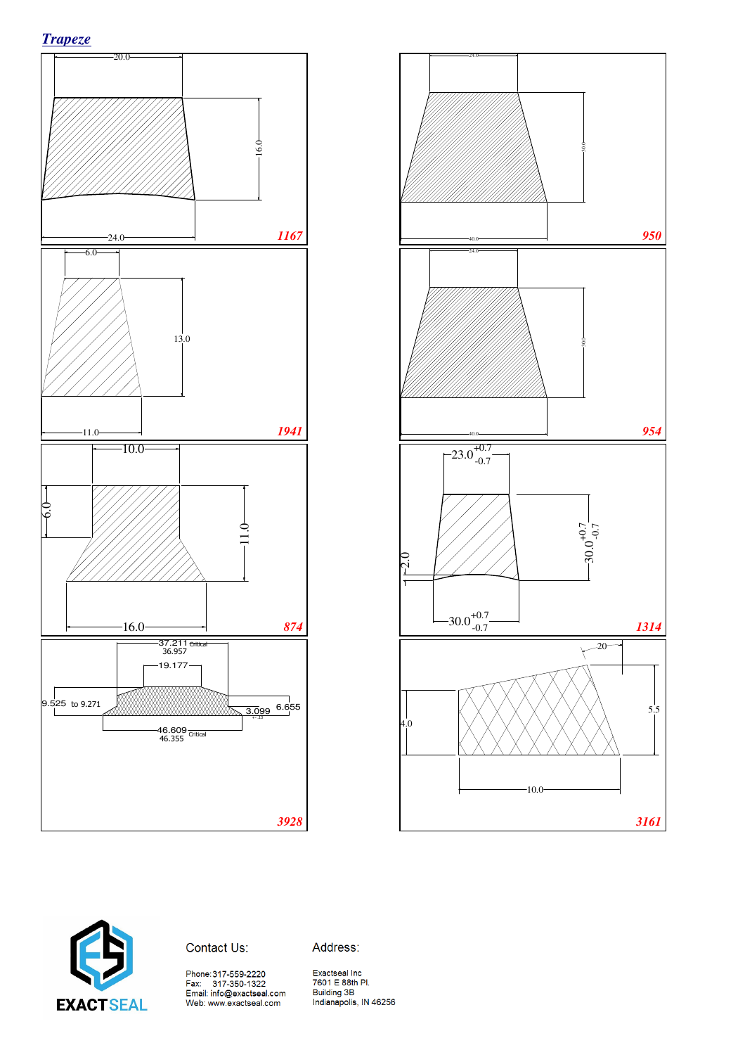# *Trapeze*

20.0
16.0
24.0
**1167**

24.0
30.0
40.0
**950**

6.0
13.0
11.0
**1941**

24.0
30.0
40.0
**954**

10.0
6.0
11.0
16.0
**874**

23.0 +0.7 -0.7
2.0
30.0 +0.7 -0.7
30.0 +0.7 -0.7
**1314**

37.211 Critical
36.957
19.177
9.525 to 9.271
3.099
6.655
46.609 Critical
46.355
**3928**

20
5.5
4.0
10.0
**3161**

EXACTSEAL

Contact Us:

Phone: 317-559-2220
Fax: 317-350-1322
Email: info@exactseal.com
Web: www.exactseal.com

Address:

Exactseal Inc
7601 E 88th Pl.
Building 3B
Indianapolis, IN 46256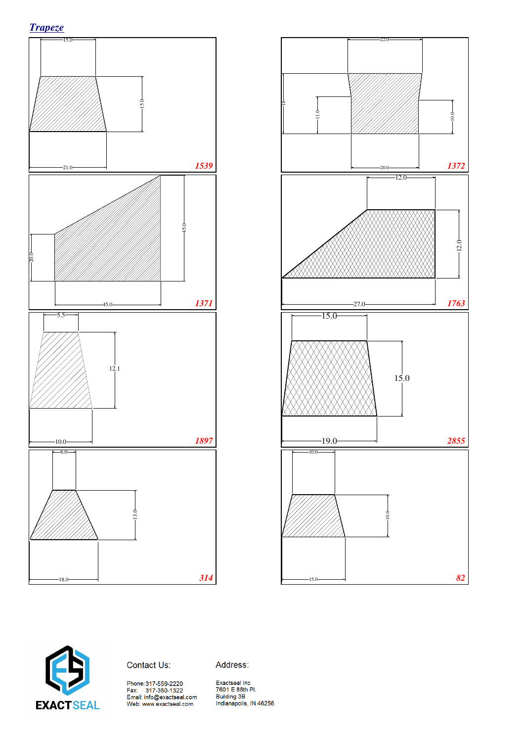## *Trapeze*

15.0
15.0
21.0
1539

22.0
18
11.0
10.0
20.0
1372

20.0
45.0
45.0
1371

12.0
12.0
27.0
1763

5.5
12.1
10.0
1897

15.0
15.0
19.0
2855

6.0
13.0
18.0
314

10.0
10.0
15.0
82

EXACTSEAL

Contact Us:

Phone: 317-559-2220
Fax: 317-350-1322
Email: info@exactseal.com
Web: www.exactseal.com

Address:

Exactseal Inc
7601 E 88th Pl.
Building 3B
Indianapolis, IN 46256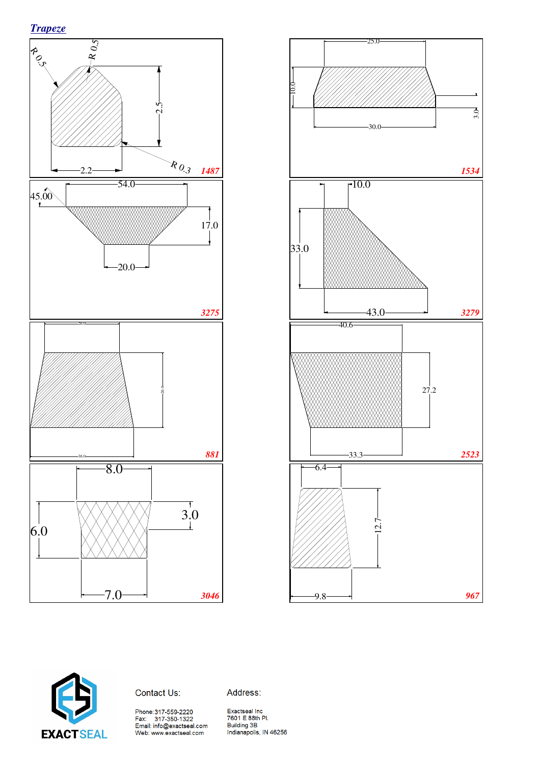## Trapeze

R 0.5
R 0.5
2.5
2.2
R 0.3
1487

25.0
10.0
30.0
3.0
1534

54.0
45.00
17.0
20.0
3275

10.0
33.0
43.0
3279

26.0
26.0
36.0
881

40.6
27.2
33.3
2523

8.0
3.0
6.0
7.0
3046

6.4
12.7
9.8
967

EXACTSEAL

Contact Us:

Phone: 317-559-2220
Fax: 317-350-1322
Email: info@exactseal.com
Web: www.exactseal.com

Address:

Exactseal Inc
7601 E 88th Pl.
Building 3B
Indianapolis, IN 46256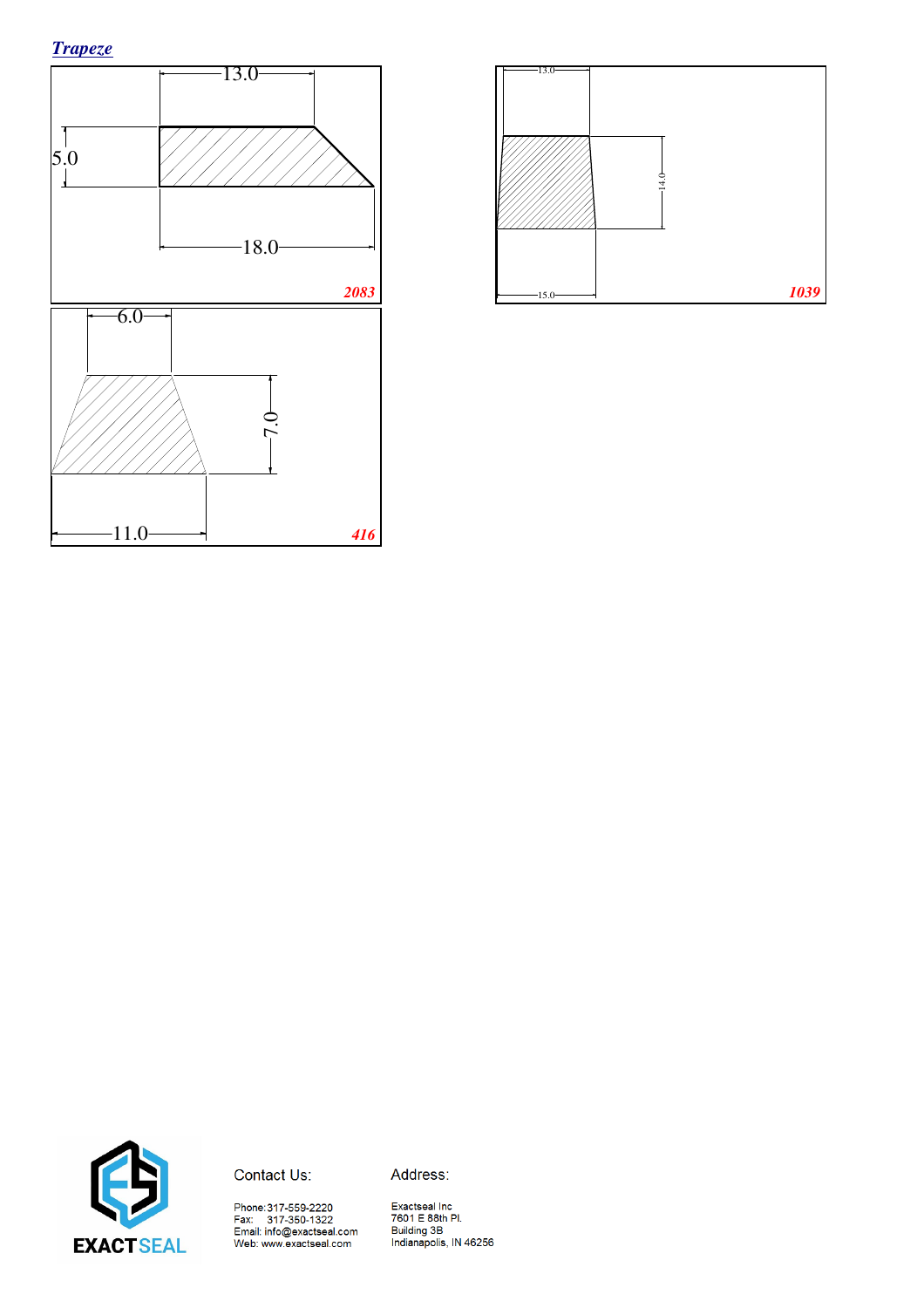## *Trapeze*

13.0

5.0

18.0

2083

13.0

14.0

15.0

1039

6.0

7.0

11.0

416

Contact Us:

Phone: 317-559-2220
Fax: 317-350-1322
Email: info@exactseal.com
Web: www.exactseal.com

Address:

Exactseal Inc
7601 E 88th Pl.
Building 3B
Indianapolis, IN 46256